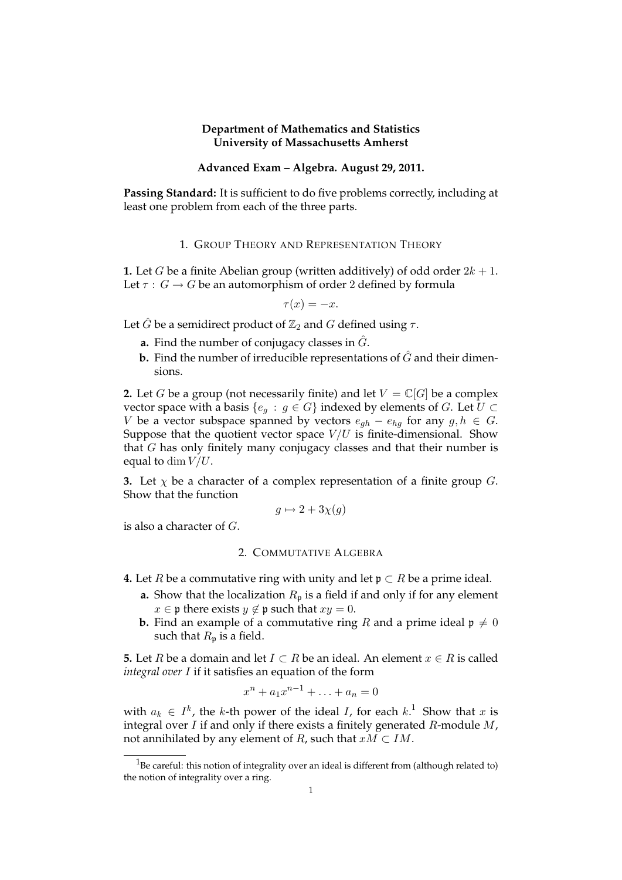**Department of Mathematics and Statistics**
**University of Massachusetts Amherst**

**Advanced Exam – Algebra. August 29, 2011.**

**Passing Standard:** It is sufficient to do five problems correctly, including at least one problem from each of the three parts.

## 1. Group Theory and Representation Theory

**1.** Let $G$ be a finite Abelian group (written additively) of odd order $2k+1$. Let $\tau : G \to G$ be an automorphism of order 2 defined by formula

$$\tau(x) = -x.$$

Let $\hat{G}$ be a semidirect product of $\mathbb{Z}_2$ and $G$ defined using $\tau$.

- **a.** Find the number of conjugacy classes in $\hat{G}$.
- **b.** Find the number of irreducible representations of $\hat{G}$ and their dimensions.

**2.** Let $G$ be a group (not necessarily finite) and let $V = \mathbb{C}[G]$ be a complex vector space with a basis $\{e_g : g \in G\}$ indexed by elements of $G$. Let $U \subset V$ be a vector subspace spanned by vectors $e_{gh} - e_{hg}$ for any $g, h \in G$. Suppose that the quotient vector space $V/U$ is finite-dimensional. Show that $G$ has only finitely many conjugacy classes and that their number is equal to $\dim V/U$.

**3.** Let $\chi$ be a character of a complex representation of a finite group $G$. Show that the function

$$g \mapsto 2 + 3\chi(g)$$

is also a character of $G$.

## 2. Commutative Algebra

**4.** Let $R$ be a commutative ring with unity and let $\mathfrak{p} \subset R$ be a prime ideal.

- **a.** Show that the localization $R_{\mathfrak{p}}$ is a field if and only if for any element $x \in \mathfrak{p}$ there exists $y \notin \mathfrak{p}$ such that $xy = 0$.
- **b.** Find an example of a commutative ring $R$ and a prime ideal $\mathfrak{p} \neq 0$ such that $R_{\mathfrak{p}}$ is a field.

**5.** Let $R$ be a domain and let $I \subset R$ be an ideal. An element $x \in R$ is called *integral over $I$* if it satisfies an equation of the form

$$x^n + a_1 x^{n-1} + \ldots + a_n = 0$$

with $a_k \in I^k$, the $k$-th power of the ideal $I$, for each $k$.[1] Show that $x$ is integral over $I$ if and only if there exists a finitely generated $R$-module $M$, not annihilated by any element of $R$, such that $xM \subset IM$.

[1] Be careful: this notion of integrality over an ideal is different from (although related to) the notion of integrality over a ring.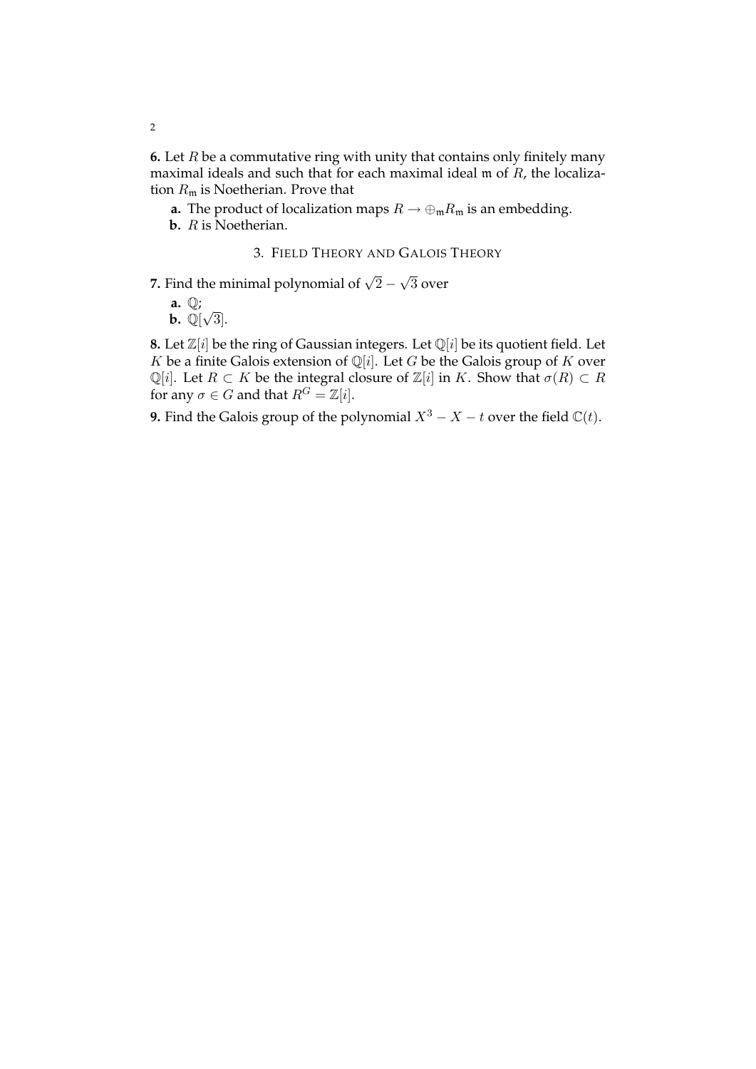**6.** Let $R$ be a commutative ring with unity that contains only finitely many maximal ideals and such that for each maximal ideal $\mathfrak{m}$ of $R$, the localization $R_\mathfrak{m}$ is Noetherian. Prove that

**a.** The product of localization maps $R \to \oplus_\mathfrak{m} R_\mathfrak{m}$ is an embedding.

**b.** $R$ is Noetherian.

## 3. Field Theory and Galois Theory

**7.** Find the minimal polynomial of $\sqrt{2} - \sqrt{3}$ over

**a.** $\mathbb{Q}$;

**b.** $\mathbb{Q}[\sqrt{3}]$.

**8.** Let $\mathbb{Z}[i]$ be the ring of Gaussian integers. Let $\mathbb{Q}[i]$ be its quotient field. Let $K$ be a finite Galois extension of $\mathbb{Q}[i]$. Let $G$ be the Galois group of $K$ over $\mathbb{Q}[i]$. Let $R \subset K$ be the integral closure of $\mathbb{Z}[i]$ in $K$. Show that $\sigma(R) \subset R$ for any $\sigma \in G$ and that $R^G = \mathbb{Z}[i]$.

**9.** Find the Galois group of the polynomial $X^3 - X - t$ over the field $\mathbb{C}(t)$.